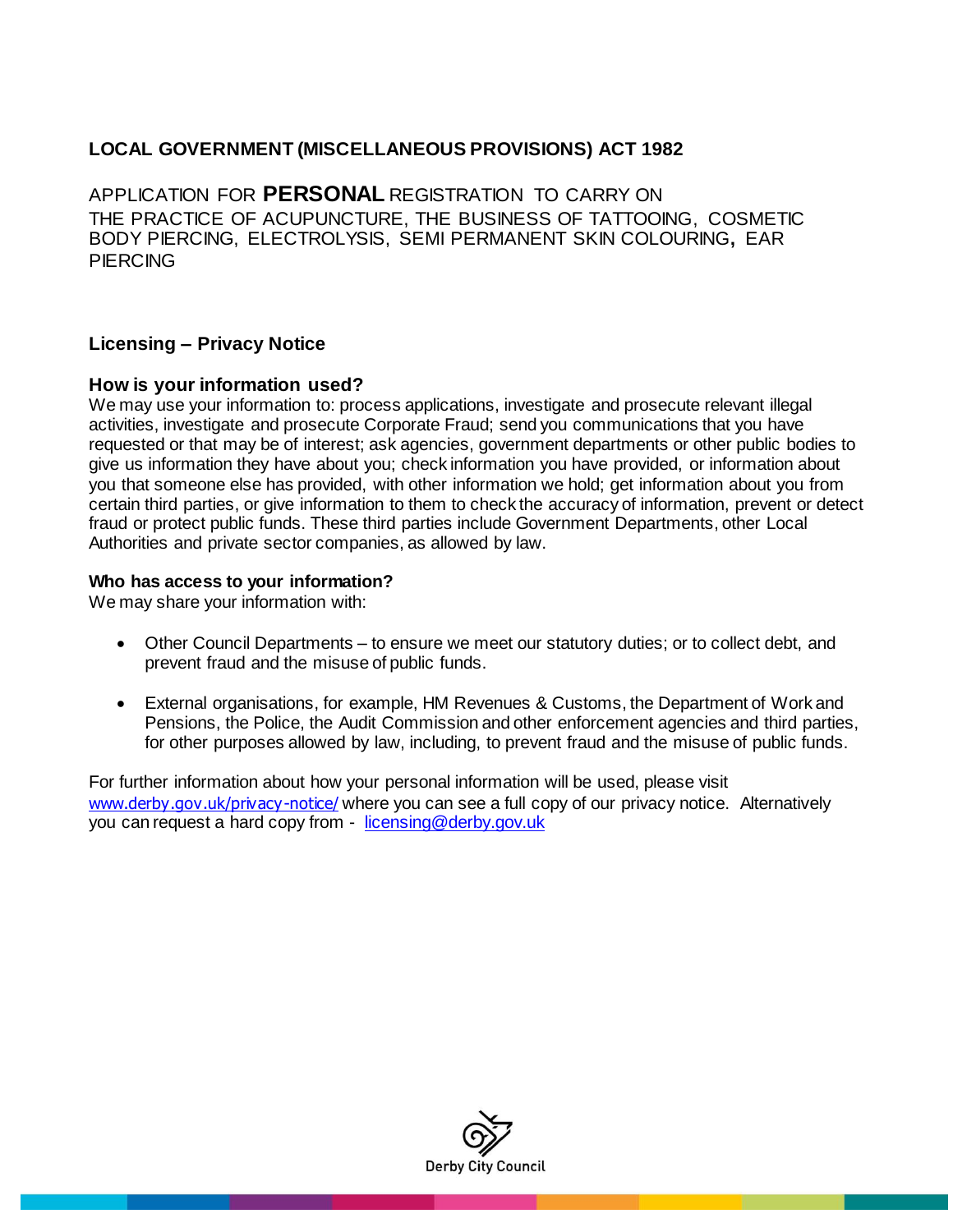## LOCAL GOVERNMENT (MISCELLANEOUS PROVISIONS) ACT 1982

APPLICATION FOR **PERSONAL** REGISTRATION TO CARRY ON THE PRACTICE OF ACUPUNCTURE, THE BUSINESS OF TATTOOING, COSMETIC BODY PIERCING, ELECTROLYSIS, SEMI PERMANENT SKIN COLOURING**,** EAR PIERCING

### Licensing – Privacy Notice

#### How is your information used?

We may use your information to: process applications, investigate and prosecute relevant illegal activities, investigate and prosecute Corporate Fraud; send you communications that you have requested or that may be of interest; ask agencies, government departments or other public bodies to give us information they have about you; check information you have provided, or information about you that someone else has provided, with other information we hold; get information about you from certain third parties, or give information to them to check the accuracy of information, prevent or detect fraud or protect public funds. These third parties include Government Departments, other Local Authorities and private sector companies, as allowed by law.

**Who has access to your information?**

We may share your information with:

- Other Council Departments – to ensure we meet our statutory duties; or to collect debt, and prevent fraud and the misuse of public funds.
- External organisations, for example, HM Revenues & Customs, the Department of Work and Pensions, the Police, the Audit Commission and other enforcement agencies and third parties, for other purposes allowed by law, including, to prevent fraud and the misuse of public funds.

For further information about how your personal information will be used, please visit www.derby.gov.uk/privacy-notice/ where you can see a full copy of our privacy notice. Alternatively you can request a hard copy from - licensing@derby.gov.uk

Derby City Council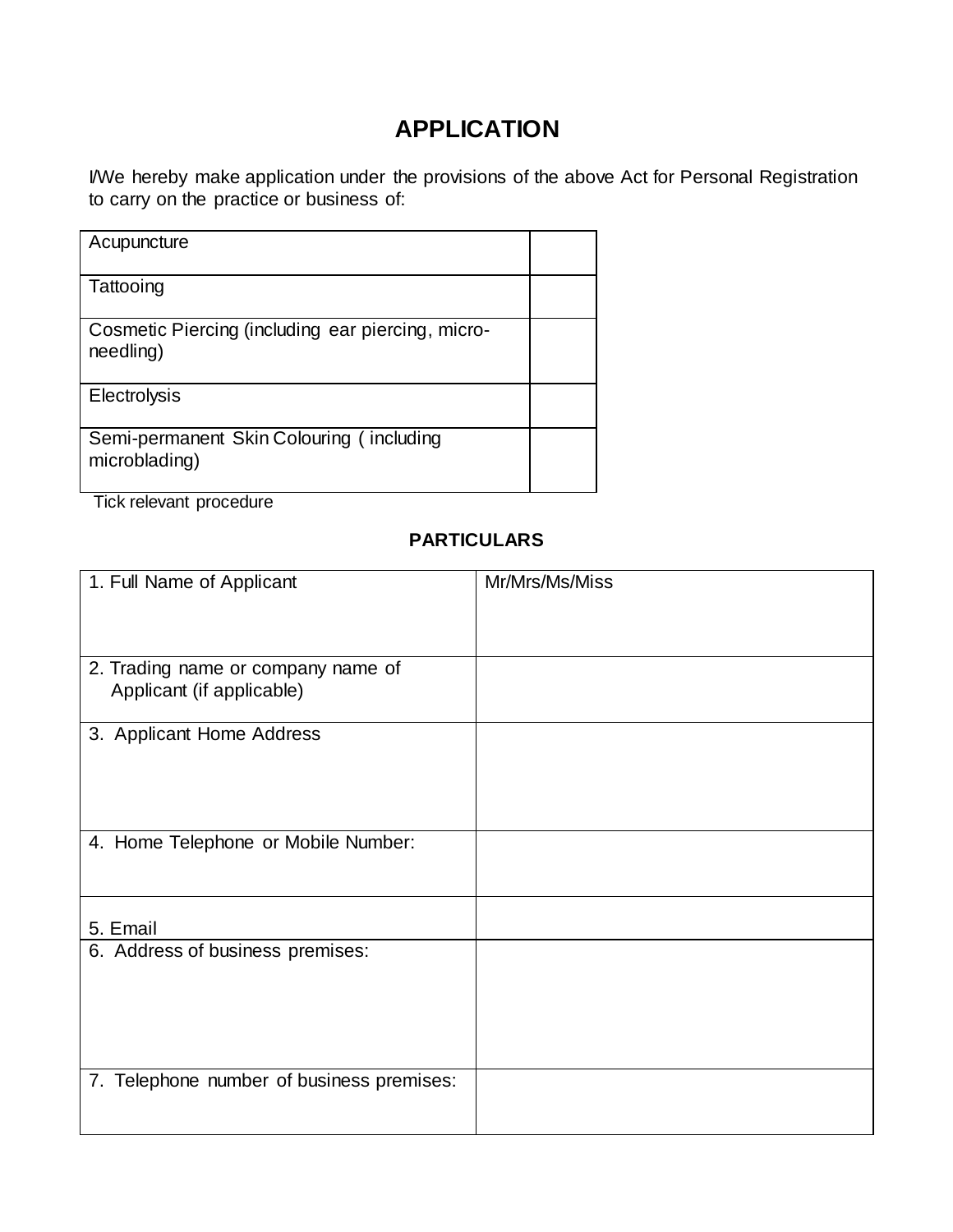# APPLICATION

I/We hereby make application under the provisions of the above Act for Personal Registration to carry on the practice or business of:

| Procedure | |
|---|---|
| Acupuncture | |
| Tattooing | |
| Cosmetic Piercing (including ear piercing, micro-needling) | |
| Electrolysis | |
| Semi-permanent Skin Colouring ( including microblading) | |

Tick relevant procedure

**PARTICULARS**

| | |
|---|---|
| 1. Full Name of Applicant | Mr/Mrs/Ms/Miss |
| 2. Trading name or company name of Applicant (if applicable) | |
| 3. Applicant Home Address | |
| 4. Home Telephone or Mobile Number: | |
| 5. Email | |
| 6. Address of business premises: | |
| 7. Telephone number of business premises: | |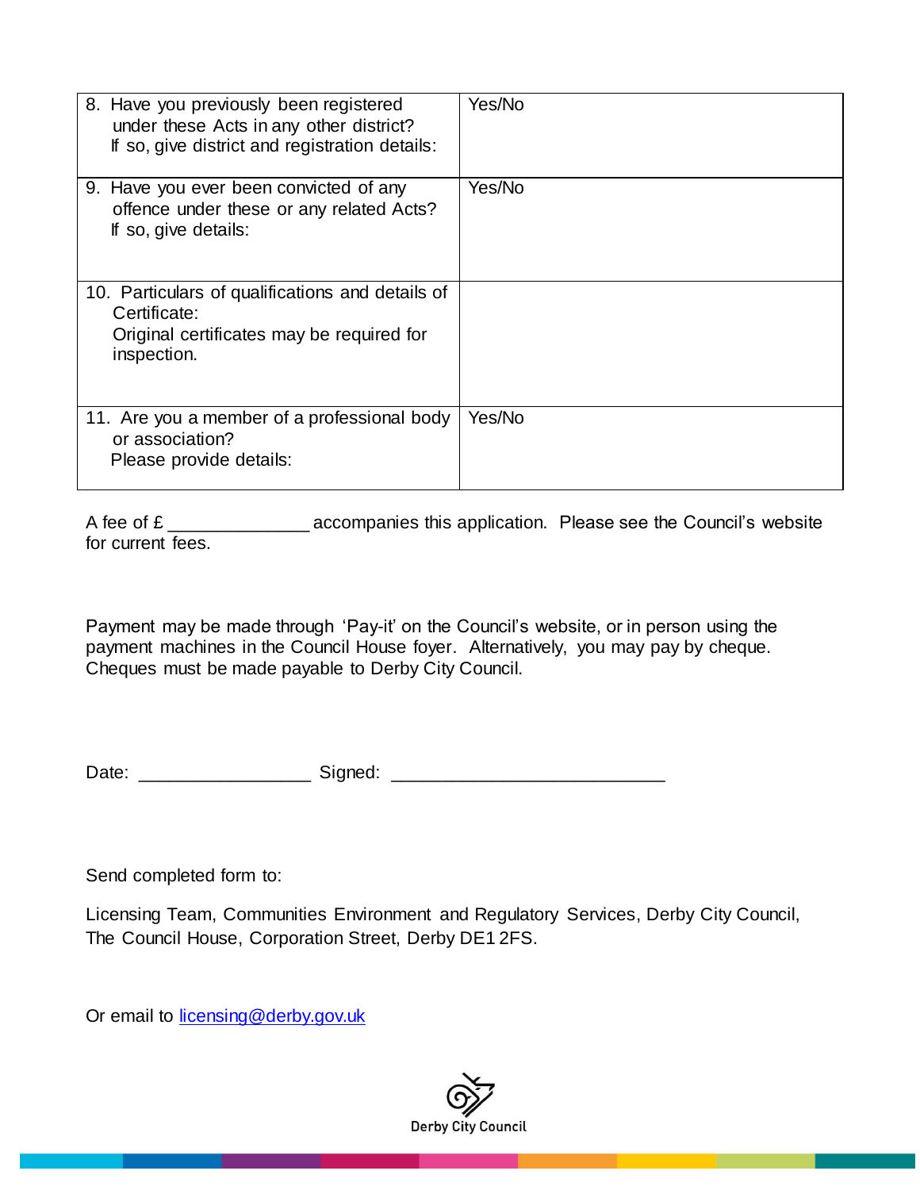| | |
|---|---|
| 8. Have you previously been registered under these Acts in any other district? If so, give district and registration details: | Yes/No |
| 9. Have you ever been convicted of any offence under these or any related Acts? If so, give details: | Yes/No |
| 10. Particulars of qualifications and details of Certificate: Original certificates may be required for inspection. | |
| 11. Are you a member of a professional body or association? Please provide details: | Yes/No |

A fee of £ ______________ accompanies this application. Please see the Council's website for current fees.

Payment may be made through 'Pay-it' on the Council's website, or in person using the payment machines in the Council House foyer. Alternatively, you may pay by cheque. Cheques must be made payable to Derby City Council.

Date: _________________ Signed: ___________________________

Send completed form to:

Licensing Team, Communities Environment and Regulatory Services, Derby City Council, The Council House, Corporation Street, Derby DE1 2FS.

Or email to licensing@derby.gov.uk

Derby City Council